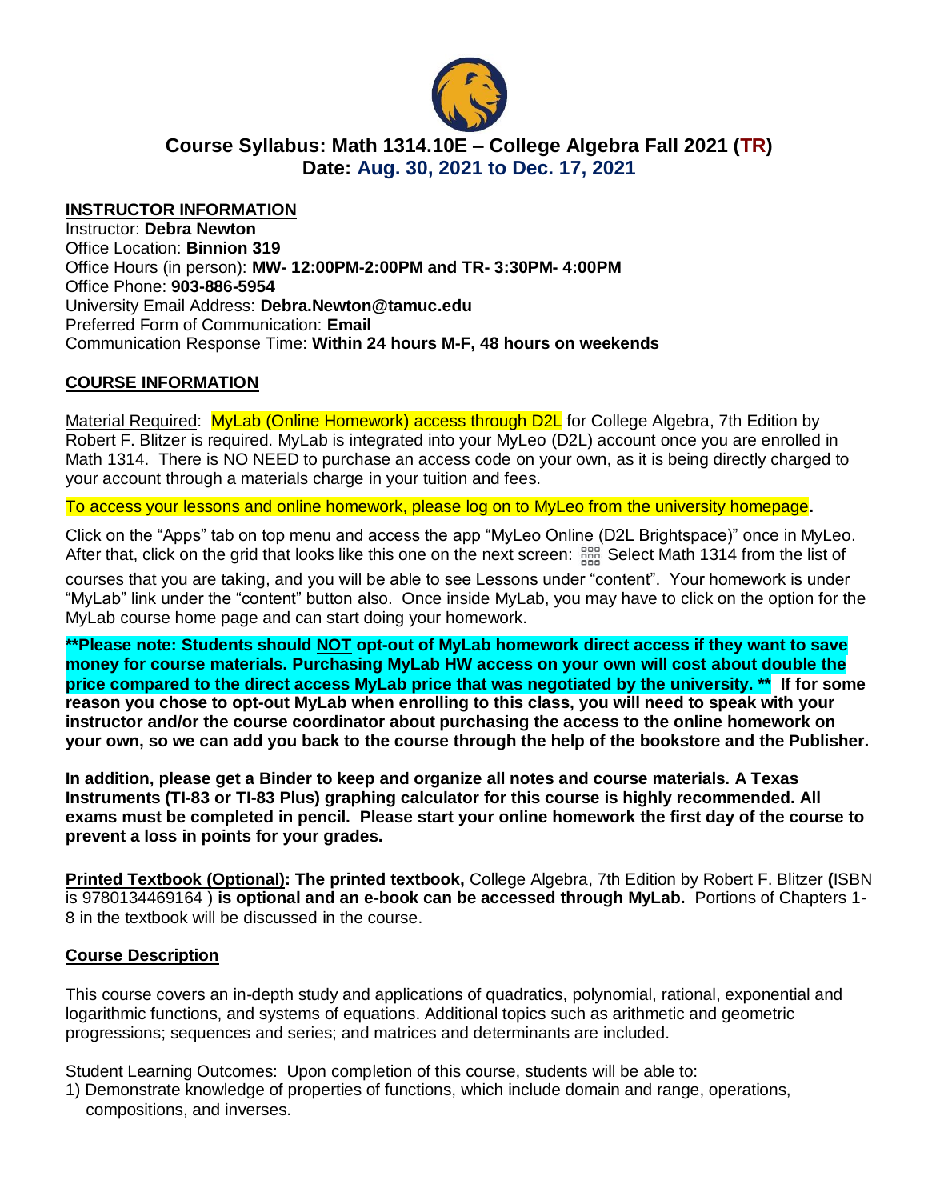# Course Syllabus: Math 1314.10E – College Algebra Fall 2021 (TR)

## Date: Aug. 30, 2021 to Dec. 17, 2021

**INSTRUCTOR INFORMATION**

Instructor: **Debra Newton**
Office Location: **Binnion 319**
Office Hours (in person): **MW- 12:00PM-2:00PM and TR- 3:30PM- 4:00PM**
Office Phone: **903-886-5954**
University Email Address: **Debra.Newton@tamuc.edu**
Preferred Form of Communication: **Email**
Communication Response Time: **Within 24 hours M-F, 48 hours on weekends**

**COURSE INFORMATION**

Material Required: MyLab (Online Homework) access through D2L for College Algebra, 7th Edition by Robert F. Blitzer is required. MyLab is integrated into your MyLeo (D2L) account once you are enrolled in Math 1314. There is NO NEED to purchase an access code on your own, as it is being directly charged to your account through a materials charge in your tuition and fees.

To access your lessons and online homework, please log on to MyLeo from the university homepage**.**

Click on the "Apps" tab on top menu and access the app "MyLeo Online (D2L Brightspace)" once in MyLeo. After that, click on the grid that looks like this one on the next screen: Select Math 1314 from the list of courses that you are taking, and you will be able to see Lessons under "content". Your homework is under "MyLab" link under the "content" button also. Once inside MyLab, you may have to click on the option for the MyLab course home page and can start doing your homework.

**\*\*Please note: Students should NOT opt-out of MyLab homework direct access if they want to save money for course materials. Purchasing MyLab HW access on your own will cost about double the price compared to the direct access MyLab price that was negotiated by the university. \*\* If for some reason you chose to opt-out MyLab when enrolling to this class, you will need to speak with your instructor and/or the course coordinator about purchasing the access to the online homework on your own, so we can add you back to the course through the help of the bookstore and the Publisher.**

**In addition, please get a Binder to keep and organize all notes and course materials. A Texas Instruments (TI-83 or TI-83 Plus) graphing calculator for this course is highly recommended. All exams must be completed in pencil. Please start your online homework the first day of the course to prevent a loss in points for your grades.**

**Printed Textbook (Optional): The printed textbook,** College Algebra, 7th Edition by Robert F. Blitzer **(**ISBN is 9780134469164 ) **is optional and an e-book can be accessed through MyLab.** Portions of Chapters 1-8 in the textbook will be discussed in the course.

**Course Description**

This course covers an in-depth study and applications of quadratics, polynomial, rational, exponential and logarithmic functions, and systems of equations. Additional topics such as arithmetic and geometric progressions; sequences and series; and matrices and determinants are included.

Student Learning Outcomes: Upon completion of this course, students will be able to:

1) Demonstrate knowledge of properties of functions, which include domain and range, operations, compositions, and inverses.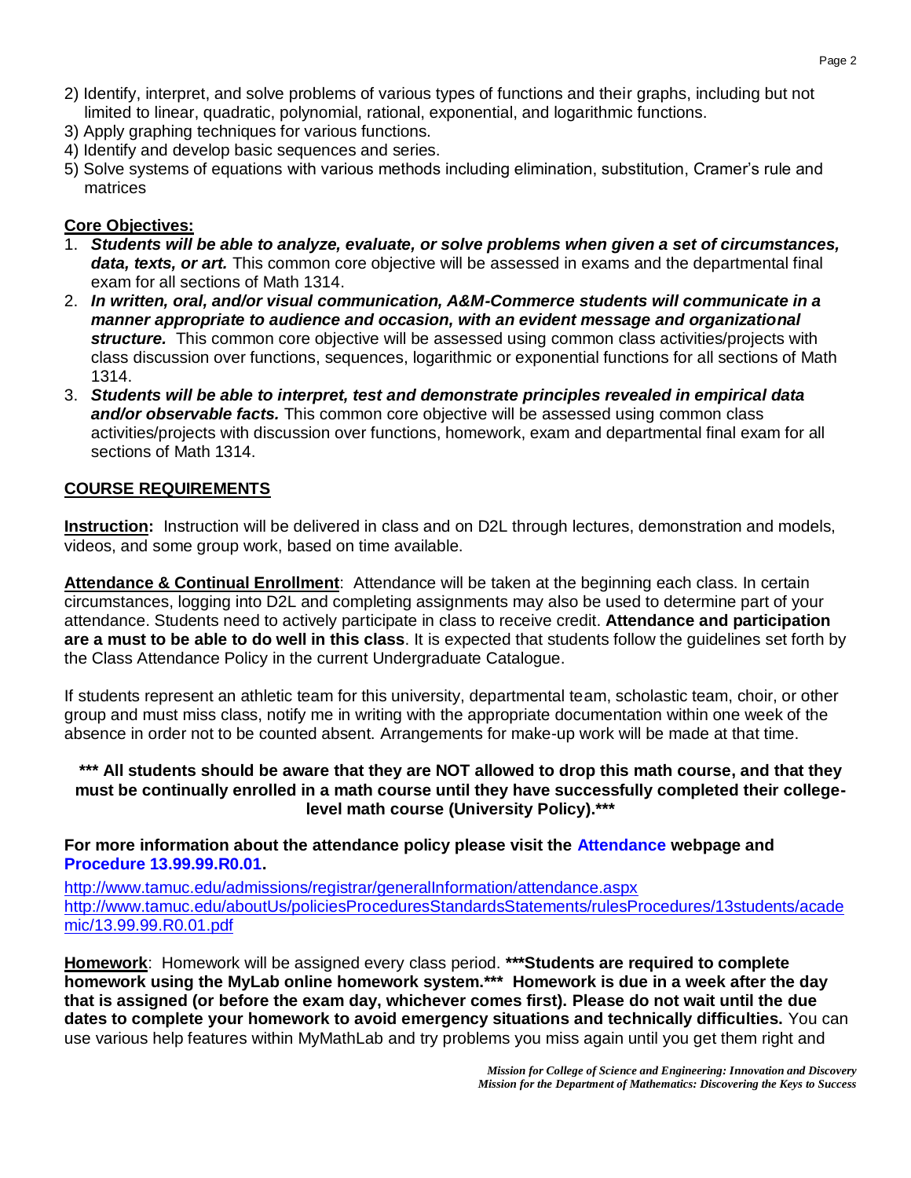2) Identify, interpret, and solve problems of various types of functions and their graphs, including but not limited to linear, quadratic, polynomial, rational, exponential, and logarithmic functions.
3) Apply graphing techniques for various functions.
4) Identify and develop basic sequences and series.
5) Solve systems of equations with various methods including elimination, substitution, Cramer's rule and matrices

**Core Objectives:**

1. ***Students will be able to analyze, evaluate, or solve problems when given a set of circumstances, data, texts, or art.*** This common core objective will be assessed in exams and the departmental final exam for all sections of Math 1314.
2. ***In written, oral, and/or visual communication, A&M-Commerce students will communicate in a manner appropriate to audience and occasion, with an evident message and organizational structure.*** This common core objective will be assessed using common class activities/projects with class discussion over functions, sequences, logarithmic or exponential functions for all sections of Math 1314.
3. ***Students will be able to interpret, test and demonstrate principles revealed in empirical data and/or observable facts.*** This common core objective will be assessed using common class activities/projects with discussion over functions, homework, exam and departmental final exam for all sections of Math 1314.

## COURSE REQUIREMENTS

**Instruction:** Instruction will be delivered in class and on D2L through lectures, demonstration and models, videos, and some group work, based on time available.

**Attendance & Continual Enrollment**: Attendance will be taken at the beginning each class. In certain circumstances, logging into D2L and completing assignments may also be used to determine part of your attendance. Students need to actively participate in class to receive credit. **Attendance and participation are a must to be able to do well in this class**. It is expected that students follow the guidelines set forth by the Class Attendance Policy in the current Undergraduate Catalogue.

If students represent an athletic team for this university, departmental team, scholastic team, choir, or other group and must miss class, notify me in writing with the appropriate documentation within one week of the absence in order not to be counted absent. Arrangements for make-up work will be made at that time.

**\*\*\* All students should be aware that they are NOT allowed to drop this math course, and that they must be continually enrolled in a math course until they have successfully completed their college-level math course (University Policy).\*\*\***

**For more information about the attendance policy please visit the Attendance webpage and Procedure 13.99.99.R0.01.**

http://www.tamuc.edu/admissions/registrar/generalInformation/attendance.aspx
http://www.tamuc.edu/aboutUs/policiesProceduresStandardsStatements/rulesProcedures/13students/academic/13.99.99.R0.01.pdf

**Homework**: Homework will be assigned every class period. **\*\*\*Students are required to complete homework using the MyLab online homework system.\*\*\* Homework is due in a week after the day that is assigned (or before the exam day, whichever comes first). Please do not wait until the due dates to complete your homework to avoid emergency situations and technically difficulties.** You can use various help features within MyMathLab and try problems you miss again until you get them right and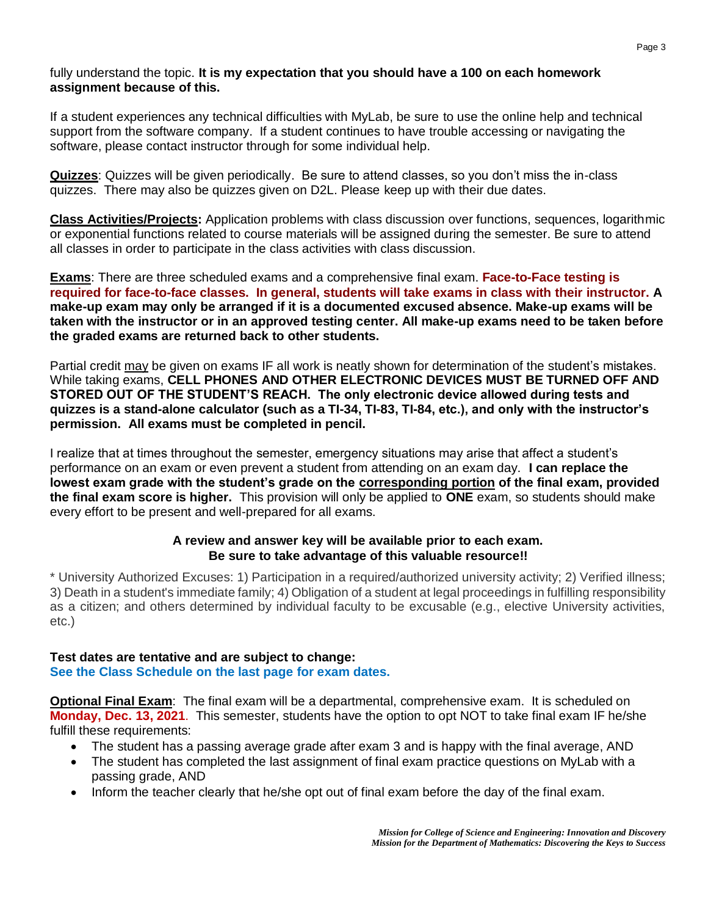fully understand the topic. **It is my expectation that you should have a 100 on each homework assignment because of this.**

If a student experiences any technical difficulties with MyLab, be sure to use the online help and technical support from the software company. If a student continues to have trouble accessing or navigating the software, please contact instructor through for some individual help.

**Quizzes**: Quizzes will be given periodically. Be sure to attend classes, so you don't miss the in-class quizzes. There may also be quizzes given on D2L. Please keep up with their due dates.

**Class Activities/Projects:** Application problems with class discussion over functions, sequences, logarithmic or exponential functions related to course materials will be assigned during the semester. Be sure to attend all classes in order to participate in the class activities with class discussion.

**Exams**: There are three scheduled exams and a comprehensive final exam. **Face-to-Face testing is required for face-to-face classes. In general, students will take exams in class with their instructor. A make-up exam may only be arranged if it is a documented excused absence. Make-up exams will be taken with the instructor or in an approved testing center. All make-up exams need to be taken before the graded exams are returned back to other students.**

Partial credit may be given on exams IF all work is neatly shown for determination of the student's mistakes. While taking exams, **CELL PHONES AND OTHER ELECTRONIC DEVICES MUST BE TURNED OFF AND STORED OUT OF THE STUDENT'S REACH. The only electronic device allowed during tests and quizzes is a stand-alone calculator (such as a TI-34, TI-83, TI-84, etc.), and only with the instructor's permission. All exams must be completed in pencil.**

I realize that at times throughout the semester, emergency situations may arise that affect a student's performance on an exam or even prevent a student from attending on an exam day. **I can replace the lowest exam grade with the student's grade on the corresponding portion of the final exam, provided the final exam score is higher.** This provision will only be applied to **ONE** exam, so students should make every effort to be present and well-prepared for all exams.

**A review and answer key will be available prior to each exam.**
**Be sure to take advantage of this valuable resource!!**

* University Authorized Excuses: 1) Participation in a required/authorized university activity; 2) Verified illness; 3) Death in a student's immediate family; 4) Obligation of a student at legal proceedings in fulfilling responsibility as a citizen; and others determined by individual faculty to be excusable (e.g., elective University activities, etc.)

**Test dates are tentative and are subject to change:**
**See the Class Schedule on the last page for exam dates.**

**Optional Final Exam**: The final exam will be a departmental, comprehensive exam. It is scheduled on **Monday, Dec. 13, 2021**. This semester, students have the option to opt NOT to take final exam IF he/she fulfill these requirements:

- The student has a passing average grade after exam 3 and is happy with the final average, AND
- The student has completed the last assignment of final exam practice questions on MyLab with a passing grade, AND
- Inform the teacher clearly that he/she opt out of final exam before the day of the final exam.

*Mission for College of Science and Engineering: Innovation and Discovery*
*Mission for the Department of Mathematics: Discovering the Keys to Success*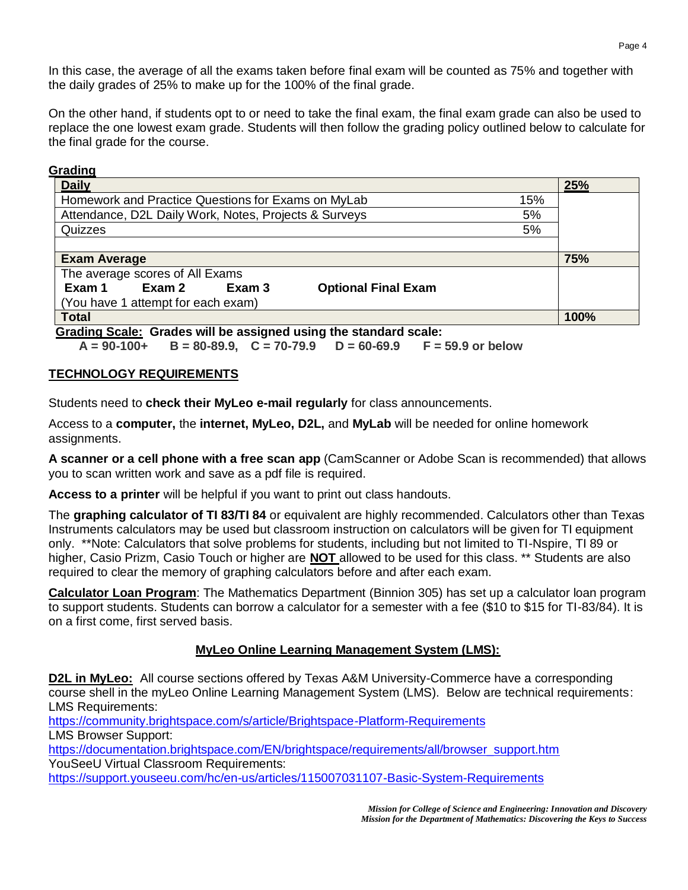In this case, the average of all the exams taken before final exam will be counted as 75% and together with the daily grades of 25% to make up for the 100% of the final grade.

On the other hand, if students opt to or need to take the final exam, the final exam grade can also be used to replace the one lowest exam grade. Students will then follow the grading policy outlined below to calculate for the final grade for the course.

**Grading**

| **Daily** | | **25%** |
|---|---|---|
| Homework and Practice Questions for Exams on MyLab | 15% | |
| Attendance, D2L Daily Work, Notes, Projects & Surveys | 5% | |
| Quizzes | 5% | |
| | | |
| **Exam Average** | | **75%** |
| The average scores of All Exams<br>**Exam 1** **Exam 2** **Exam 3** **Optional Final Exam**<br>(You have 1 attempt for each exam) | | |
| **Total** | | **100%** |

**Grading Scale: Grades will be assigned using the standard scale:**

**A = 90-100+ B = 80-89.9, C = 70-79.9 D = 60-69.9 F = 59.9 or below**

## TECHNOLOGY REQUIREMENTS

Students need to **check their MyLeo e-mail regularly** for class announcements.

Access to a **computer,** the **internet, MyLeo, D2L,** and **MyLab** will be needed for online homework assignments.

**A scanner or a cell phone with a free scan app** (CamScanner or Adobe Scan is recommended) that allows you to scan written work and save as a pdf file is required.

**Access to a printer** will be helpful if you want to print out class handouts.

The **graphing calculator of TI 83/TI 84** or equivalent are highly recommended. Calculators other than Texas Instruments calculators may be used but classroom instruction on calculators will be given for TI equipment only. **Note: Calculators that solve problems for students, including but not limited to TI-Nspire, TI 89 or higher, Casio Prizm, Casio Touch or higher are **NOT** allowed to be used for this class. ** Students are also required to clear the memory of graphing calculators before and after each exam.

**Calculator Loan Program**: The Mathematics Department (Binnion 305) has set up a calculator loan program to support students. Students can borrow a calculator for a semester with a fee ($10 to $15 for TI-83/84). It is on a first come, first served basis.

## MyLeo Online Learning Management System (LMS):

**D2L in MyLeo:** All course sections offered by Texas A&M University-Commerce have a corresponding course shell in the myLeo Online Learning Management System (LMS). Below are technical requirements:

LMS Requirements:
https://community.brightspace.com/s/article/Brightspace-Platform-Requirements

LMS Browser Support:
https://documentation.brightspace.com/EN/brightspace/requirements/all/browser_support.htm

YouSeeU Virtual Classroom Requirements:
https://support.youseeu.com/hc/en-us/articles/115007031107-Basic-System-Requirements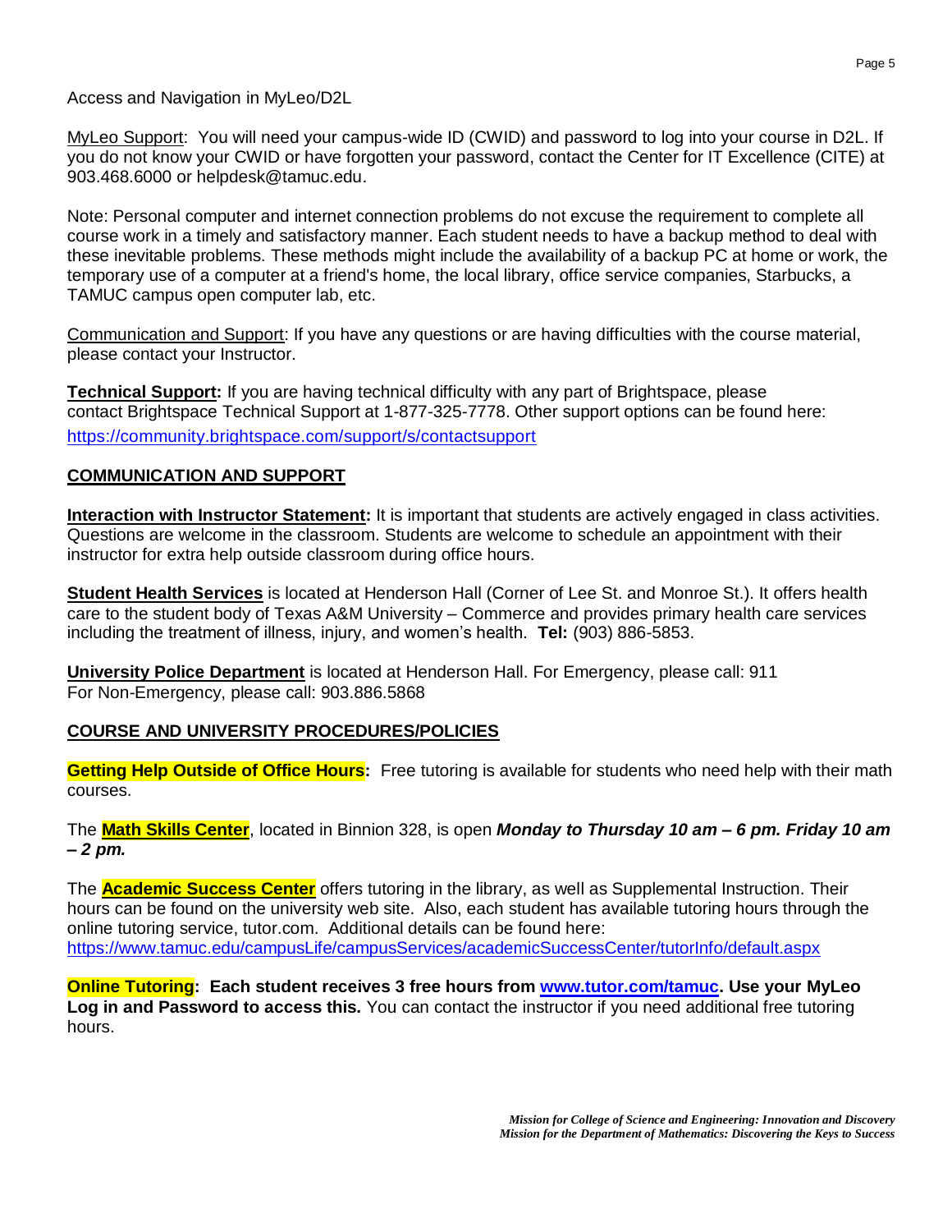Access and Navigation in MyLeo/D2L

MyLeo Support: You will need your campus-wide ID (CWID) and password to log into your course in D2L. If you do not know your CWID or have forgotten your password, contact the Center for IT Excellence (CITE) at 903.468.6000 or helpdesk@tamuc.edu.

Note: Personal computer and internet connection problems do not excuse the requirement to complete all course work in a timely and satisfactory manner. Each student needs to have a backup method to deal with these inevitable problems. These methods might include the availability of a backup PC at home or work, the temporary use of a computer at a friend's home, the local library, office service companies, Starbucks, a TAMUC campus open computer lab, etc.

Communication and Support: If you have any questions or are having difficulties with the course material, please contact your Instructor.

**Technical Support:** If you are having technical difficulty with any part of Brightspace, please contact Brightspace Technical Support at 1-877-325-7778. Other support options can be found here: https://community.brightspace.com/support/s/contactsupport

## COMMUNICATION AND SUPPORT

**Interaction with Instructor Statement:** It is important that students are actively engaged in class activities. Questions are welcome in the classroom. Students are welcome to schedule an appointment with their instructor for extra help outside classroom during office hours.

**Student Health Services** is located at Henderson Hall (Corner of Lee St. and Monroe St.). It offers health care to the student body of Texas A&M University – Commerce and provides primary health care services including the treatment of illness, injury, and women's health. **Tel:** (903) 886-5853.

**University Police Department** is located at Henderson Hall. For Emergency, please call: 911
For Non-Emergency, please call: 903.886.5868

## COURSE AND UNIVERSITY PROCEDURES/POLICIES

**Getting Help Outside of Office Hours:** Free tutoring is available for students who need help with their math courses.

The **Math Skills Center**, located in Binnion 328, is open ***Monday to Thursday 10 am – 6 pm. Friday 10 am – 2 pm.***

The **Academic Success Center** offers tutoring in the library, as well as Supplemental Instruction. Their hours can be found on the university web site. Also, each student has available tutoring hours through the online tutoring service, tutor.com. Additional details can be found here: https://www.tamuc.edu/campusLife/campusServices/academicSuccessCenter/tutorInfo/default.aspx

**Online Tutoring: Each student receives 3 free hours from www.tutor.com/tamuc. Use your MyLeo Log in and Password to access this.** You can contact the instructor if you need additional free tutoring hours.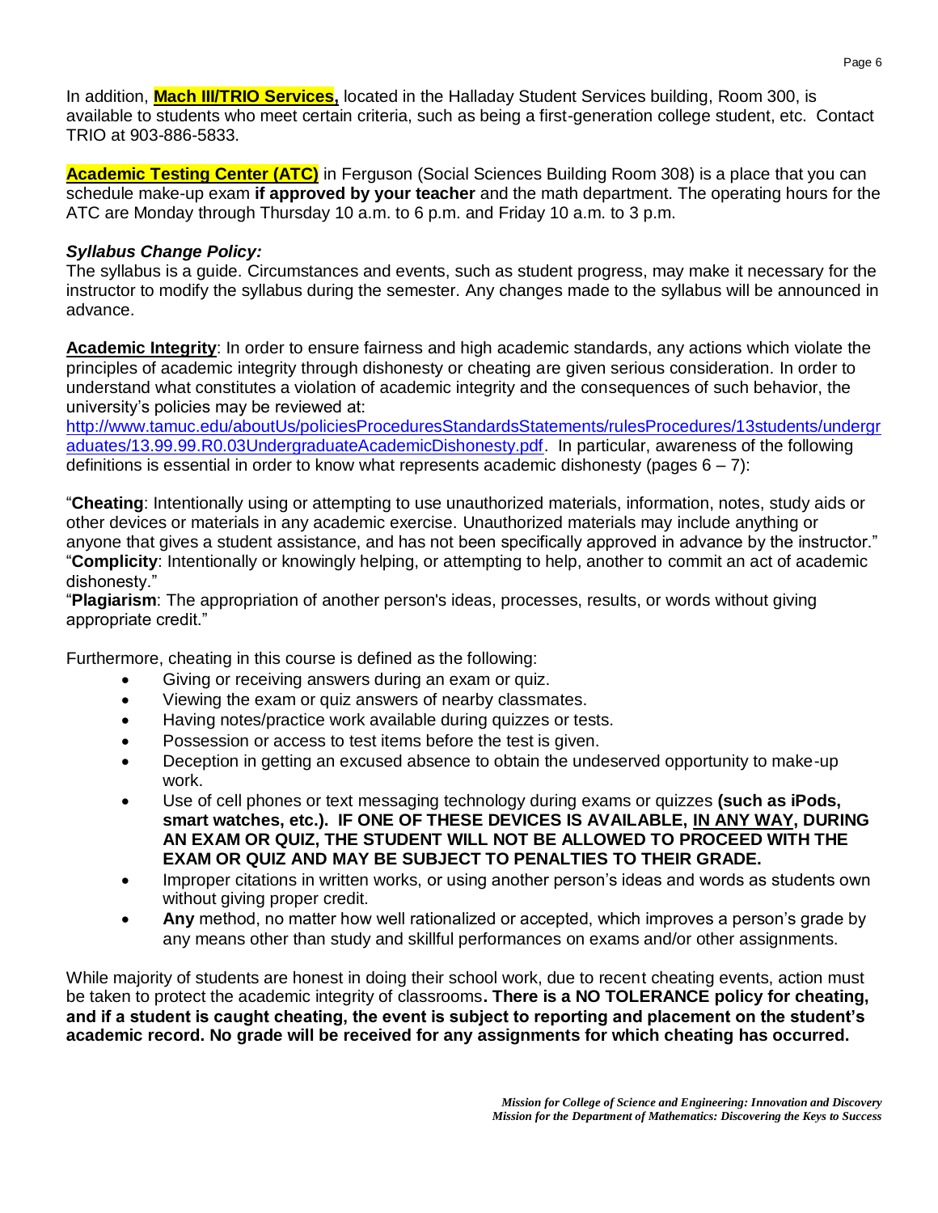In addition, **Mach III/TRIO Services**, located in the Halladay Student Services building, Room 300, is available to students who meet certain criteria, such as being a first-generation college student, etc. Contact TRIO at 903-886-5833.

**Academic Testing Center (ATC)** in Ferguson (Social Sciences Building Room 308) is a place that you can schedule make-up exam **if approved by your teacher** and the math department. The operating hours for the ATC are Monday through Thursday 10 a.m. to 6 p.m. and Friday 10 a.m. to 3 p.m.

***Syllabus Change Policy:***

The syllabus is a guide. Circumstances and events, such as student progress, may make it necessary for the instructor to modify the syllabus during the semester. Any changes made to the syllabus will be announced in advance.

**Academic Integrity**: In order to ensure fairness and high academic standards, any actions which violate the principles of academic integrity through dishonesty or cheating are given serious consideration. In order to understand what constitutes a violation of academic integrity and the consequences of such behavior, the university's policies may be reviewed at: http://www.tamuc.edu/aboutUs/policiesProceduresStandardsStatements/rulesProcedures/13students/undergraduates/13.99.99.R0.03UndergraduateAcademicDishonesty.pdf. In particular, awareness of the following definitions is essential in order to know what represents academic dishonesty (pages 6 – 7):

"**Cheating**: Intentionally using or attempting to use unauthorized materials, information, notes, study aids or other devices or materials in any academic exercise. Unauthorized materials may include anything or anyone that gives a student assistance, and has not been specifically approved in advance by the instructor."
"**Complicity**: Intentionally or knowingly helping, or attempting to help, another to commit an act of academic dishonesty."
"**Plagiarism**: The appropriation of another person's ideas, processes, results, or words without giving appropriate credit."

Furthermore, cheating in this course is defined as the following:

- Giving or receiving answers during an exam or quiz.
- Viewing the exam or quiz answers of nearby classmates.
- Having notes/practice work available during quizzes or tests.
- Possession or access to test items before the test is given.
- Deception in getting an excused absence to obtain the undeserved opportunity to make-up work.
- Use of cell phones or text messaging technology during exams or quizzes **(such as iPods, smart watches, etc.). IF ONE OF THESE DEVICES IS AVAILABLE, IN ANY WAY, DURING AN EXAM OR QUIZ, THE STUDENT WILL NOT BE ALLOWED TO PROCEED WITH THE EXAM OR QUIZ AND MAY BE SUBJECT TO PENALTIES TO THEIR GRADE.**
- Improper citations in written works, or using another person's ideas and words as students own without giving proper credit.
- **Any** method, no matter how well rationalized or accepted, which improves a person's grade by any means other than study and skillful performances on exams and/or other assignments.

While majority of students are honest in doing their school work, due to recent cheating events, action must be taken to protect the academic integrity of classrooms**. There is a NO TOLERANCE policy for cheating, and if a student is caught cheating, the event is subject to reporting and placement on the student's academic record. No grade will be received for any assignments for which cheating has occurred.**

***Mission for College of Science and Engineering: Innovation and Discovery***
***Mission for the Department of Mathematics: Discovering the Keys to Success***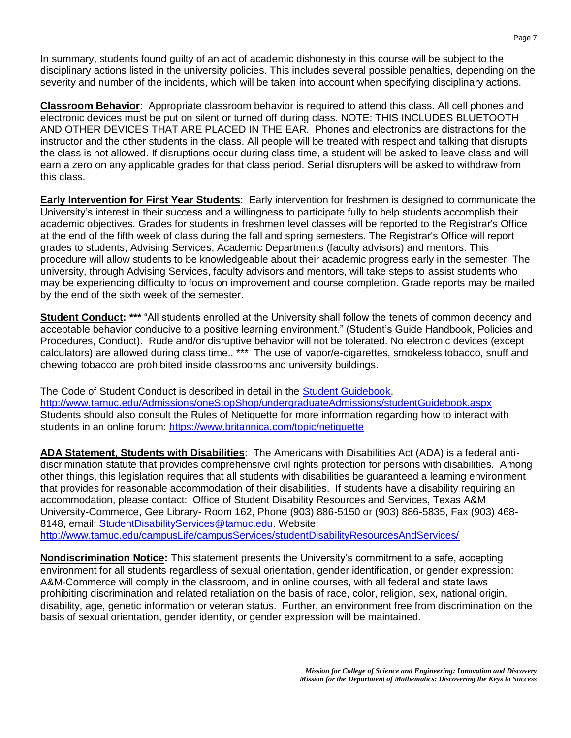In summary, students found guilty of an act of academic dishonesty in this course will be subject to the disciplinary actions listed in the university policies. This includes several possible penalties, depending on the severity and number of the incidents, which will be taken into account when specifying disciplinary actions.

**Classroom Behavior**: Appropriate classroom behavior is required to attend this class. All cell phones and electronic devices must be put on silent or turned off during class. NOTE: THIS INCLUDES BLUETOOTH AND OTHER DEVICES THAT ARE PLACED IN THE EAR. Phones and electronics are distractions for the instructor and the other students in the class. All people will be treated with respect and talking that disrupts the class is not allowed. If disruptions occur during class time, a student will be asked to leave class and will earn a zero on any applicable grades for that class period. Serial disrupters will be asked to withdraw from this class.

**Early Intervention for First Year Students**: Early intervention for freshmen is designed to communicate the University's interest in their success and a willingness to participate fully to help students accomplish their academic objectives. Grades for students in freshmen level classes will be reported to the Registrar's Office at the end of the fifth week of class during the fall and spring semesters. The Registrar's Office will report grades to students, Advising Services, Academic Departments (faculty advisors) and mentors. This procedure will allow students to be knowledgeable about their academic progress early in the semester. The university, through Advising Services, faculty advisors and mentors, will take steps to assist students who may be experiencing difficulty to focus on improvement and course completion. Grade reports may be mailed by the end of the sixth week of the semester.

**Student Conduct: \*\*\*** "All students enrolled at the University shall follow the tenets of common decency and acceptable behavior conducive to a positive learning environment." (Student's Guide Handbook, Policies and Procedures, Conduct). Rude and/or disruptive behavior will not be tolerated. No electronic devices (except calculators) are allowed during class time.. *** The use of vapor/e-cigarettes, smokeless tobacco, snuff and chewing tobacco are prohibited inside classrooms and university buildings.

The Code of Student Conduct is described in detail in the [Student Guidebook](http://www.tamuc.edu/Admissions/oneStopShop/undergraduateAdmissions/studentGuidebook.aspx).
http://www.tamuc.edu/Admissions/oneStopShop/undergraduateAdmissions/studentGuidebook.aspx
Students should also consult the Rules of Netiquette for more information regarding how to interact with students in an online forum: https://www.britannica.com/topic/netiquette

**ADA Statement**, **Students with Disabilities**: The Americans with Disabilities Act (ADA) is a federal anti-discrimination statute that provides comprehensive civil rights protection for persons with disabilities. Among other things, this legislation requires that all students with disabilities be guaranteed a learning environment that provides for reasonable accommodation of their disabilities. If students have a disability requiring an accommodation, please contact: Office of Student Disability Resources and Services, Texas A&M University-Commerce, Gee Library- Room 162, Phone (903) 886-5150 or (903) 886-5835, Fax (903) 468-8148, email: StudentDisabilityServices@tamuc.edu. Website:
http://www.tamuc.edu/campusLife/campusServices/studentDisabilityResourcesAndServices/

**Nondiscrimination Notice:** This statement presents the University's commitment to a safe, accepting environment for all students regardless of sexual orientation, gender identification, or gender expression: A&M-Commerce will comply in the classroom, and in online courses, with all federal and state laws prohibiting discrimination and related retaliation on the basis of race, color, religion, sex, national origin, disability, age, genetic information or veteran status. Further, an environment free from discrimination on the basis of sexual orientation, gender identity, or gender expression will be maintained.

*Mission for College of Science and Engineering: Innovation and Discovery*
*Mission for the Department of Mathematics: Discovering the Keys to Success*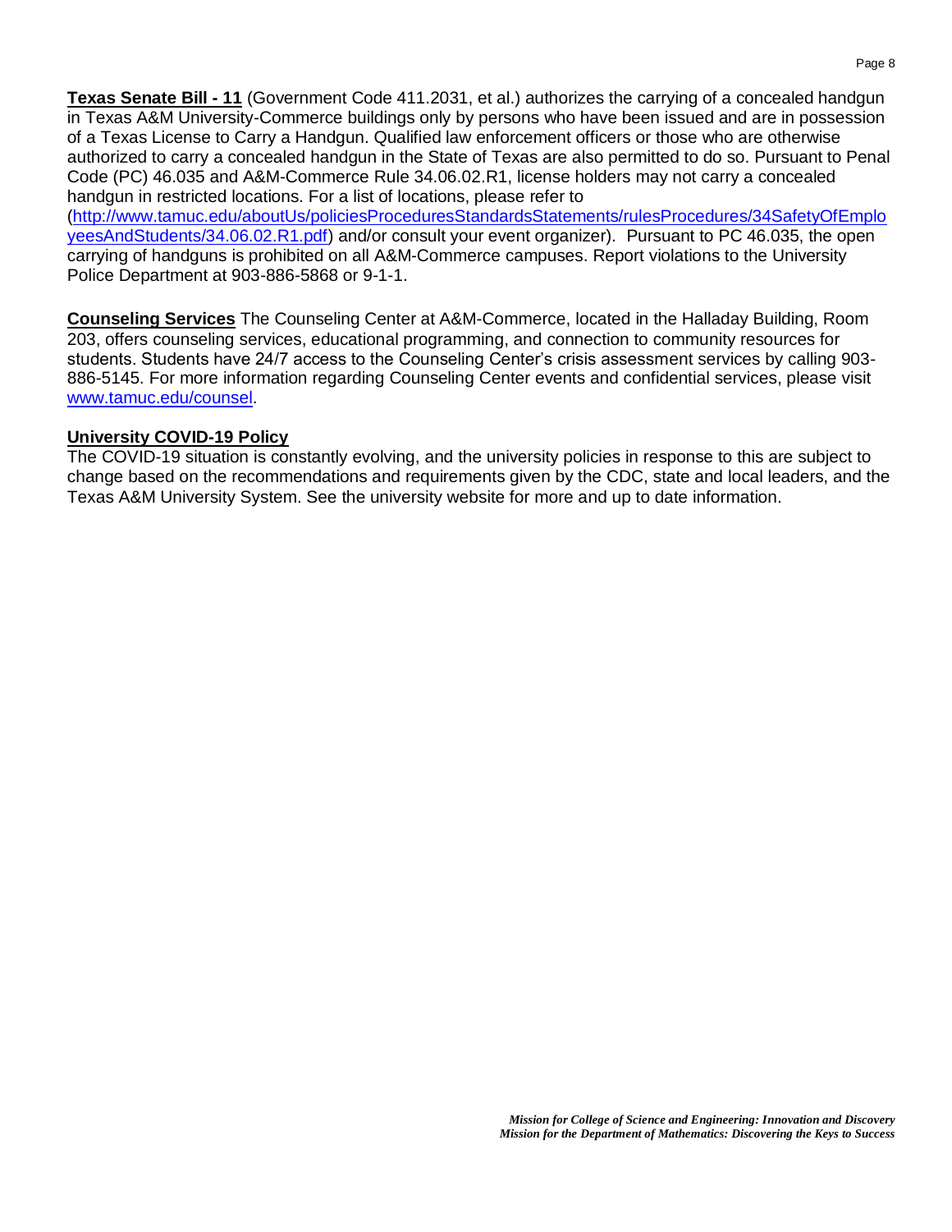**Texas Senate Bill - 11** (Government Code 411.2031, et al.) authorizes the carrying of a concealed handgun in Texas A&M University-Commerce buildings only by persons who have been issued and are in possession of a Texas License to Carry a Handgun. Qualified law enforcement officers or those who are otherwise authorized to carry a concealed handgun in the State of Texas are also permitted to do so. Pursuant to Penal Code (PC) 46.035 and A&M-Commerce Rule 34.06.02.R1, license holders may not carry a concealed handgun in restricted locations. For a list of locations, please refer to (http://www.tamuc.edu/aboutUs/policiesProceduresStandardsStatements/rulesProcedures/34SafetyOfEmployeesAndStudents/34.06.02.R1.pdf) and/or consult your event organizer). Pursuant to PC 46.035, the open carrying of handguns is prohibited on all A&M-Commerce campuses. Report violations to the University Police Department at 903-886-5868 or 9-1-1.

**Counseling Services** The Counseling Center at A&M-Commerce, located in the Halladay Building, Room 203, offers counseling services, educational programming, and connection to community resources for students. Students have 24/7 access to the Counseling Center's crisis assessment services by calling 903-886-5145. For more information regarding Counseling Center events and confidential services, please visit www.tamuc.edu/counsel.

**University COVID-19 Policy**

The COVID-19 situation is constantly evolving, and the university policies in response to this are subject to change based on the recommendations and requirements given by the CDC, state and local leaders, and the Texas A&M University System. See the university website for more and up to date information.

***Mission for College of Science and Engineering: Innovation and Discovery***
***Mission for the Department of Mathematics: Discovering the Keys to Success***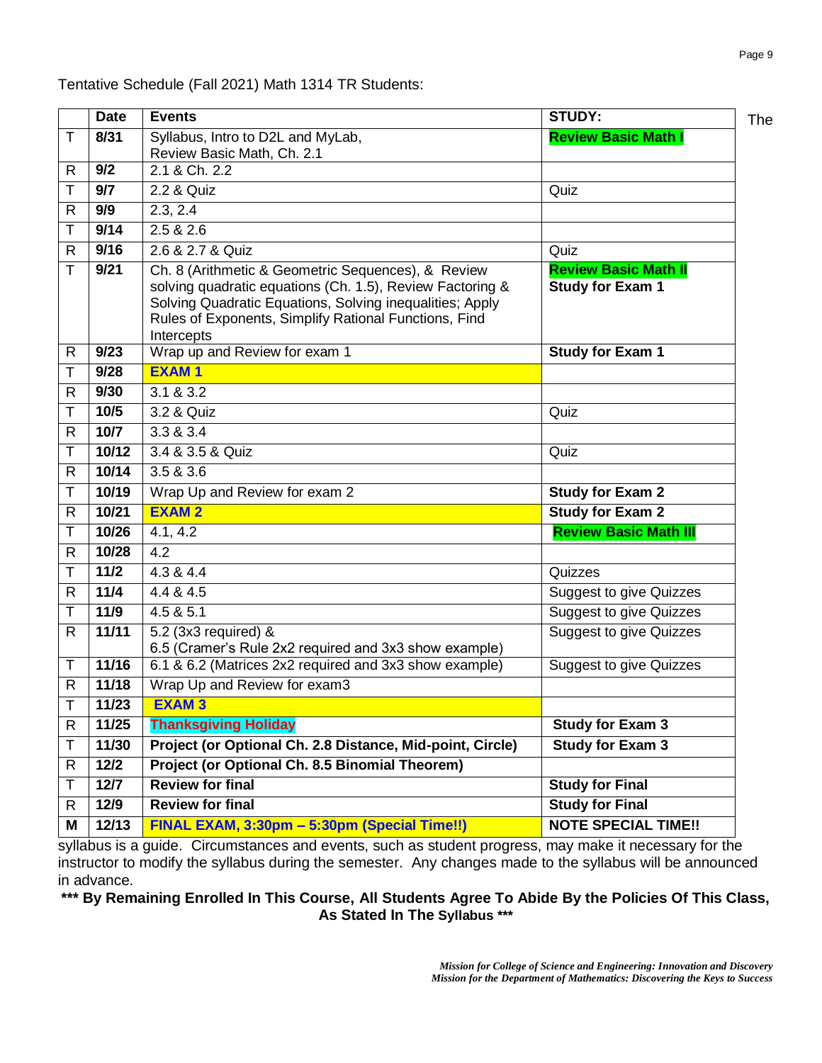Tentative Schedule (Fall 2021) Math 1314 TR Students:

| | Date | Events | STUDY: |
|---|---|---|---|
| T | **8/31** | Syllabus, Intro to D2L and MyLab, Review Basic Math, Ch. 2.1 | **Review Basic Math I** |
| R | **9/2** | 2.1 & Ch. 2.2 | |
| T | **9/7** | 2.2 & Quiz | Quiz |
| R | **9/9** | 2.3, 2.4 | |
| T | **9/14** | 2.5 & 2.6 | |
| R | **9/16** | 2.6 & 2.7 & Quiz | Quiz |
| T | **9/21** | Ch. 8 (Arithmetic & Geometric Sequences), & Review solving quadratic equations (Ch. 1.5), Review Factoring & Solving Quadratic Equations, Solving inequalities; Apply Rules of Exponents, Simplify Rational Functions, Find Intercepts | **Review Basic Math II** **Study for Exam 1** |
| R | **9/23** | Wrap up and Review for exam 1 | **Study for Exam 1** |
| T | **9/28** | **EXAM 1** | |
| R | **9/30** | 3.1 & 3.2 | |
| T | **10/5** | 3.2 & Quiz | Quiz |
| R | **10/7** | 3.3 & 3.4 | |
| T | **10/12** | 3.4 & 3.5 & Quiz | Quiz |
| R | **10/14** | 3.5 & 3.6 | |
| T | **10/19** | Wrap Up and Review for exam 2 | **Study for Exam 2** |
| R | **10/21** | **EXAM 2** | **Study for Exam 2** |
| T | **10/26** | 4.1, 4.2 | **Review Basic Math III** |
| R | **10/28** | 4.2 | |
| T | **11/2** | 4.3 & 4.4 | Quizzes |
| R | **11/4** | 4.4 & 4.5 | Suggest to give Quizzes |
| T | **11/9** | 4.5 & 5.1 | Suggest to give Quizzes |
| R | **11/11** | 5.2 (3x3 required) & 6.5 (Cramer's Rule 2x2 required and 3x3 show example) | Suggest to give Quizzes |
| T | **11/16** | 6.1 & 6.2 (Matrices 2x2 required and 3x3 show example) | Suggest to give Quizzes |
| R | **11/18** | Wrap Up and Review for exam3 | |
| T | **11/23** | **EXAM 3** | |
| R | **11/25** | **Thanksgiving Holiday** | **Study for Exam 3** |
| T | **11/30** | **Project (or Optional Ch. 2.8 Distance, Mid-point, Circle)** | **Study for Exam 3** |
| R | **12/2** | **Project (or Optional Ch. 8.5 Binomial Theorem)** | |
| T | **12/7** | **Review for final** | **Study for Final** |
| R | **12/9** | **Review for final** | **Study for Final** |
| **M** | **12/13** | **FINAL EXAM, 3:30pm – 5:30pm (Special Time!!)** | **NOTE SPECIAL TIME!!** |

The syllabus is a guide. Circumstances and events, such as student progress, may make it necessary for the instructor to modify the syllabus during the semester. Any changes made to the syllabus will be announced in advance.

**\*\*\* By Remaining Enrolled In This Course, All Students Agree To Abide By the Policies Of This Class, As Stated In The Syllabus \*\*\***

*Mission for College of Science and Engineering: Innovation and Discovery*
*Mission for the Department of Mathematics: Discovering the Keys to Success*